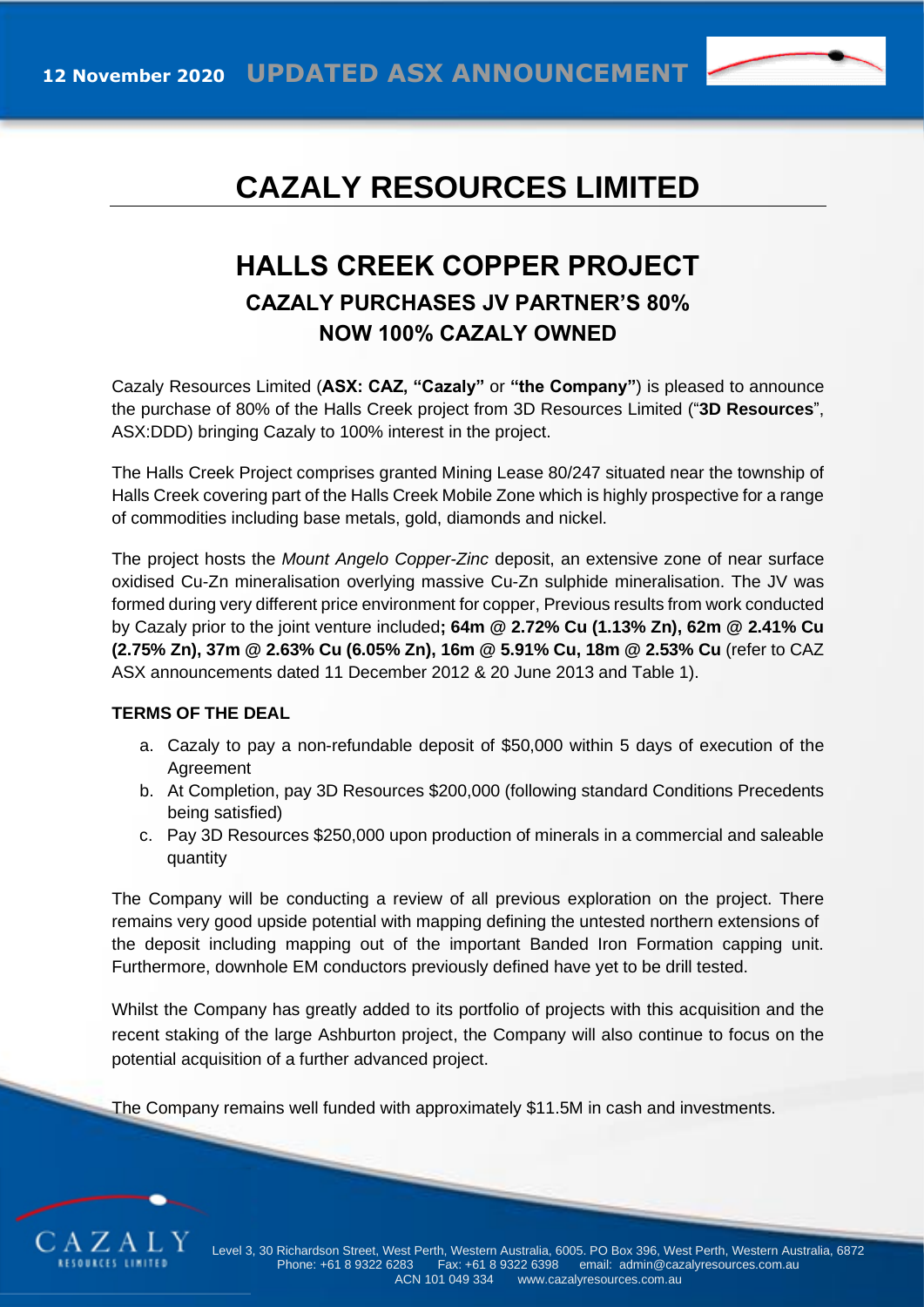12 November 2020 **UPDATED ASX ANNOUNCEMENT**

# CAZALY RESOURCES LIMITED

## HALLS CREEK COPPER PROJECT

### CAZALY PURCHASES JV PARTNER'S 80%

### NOW 100% CAZALY OWNED

Cazaly Resources Limited (**ASX: CAZ, "Cazaly"** or **"the Company"**) is pleased to announce the purchase of 80% of the Halls Creek project from 3D Resources Limited ("**3D Resources**", ASX:DDD) bringing Cazaly to 100% interest in the project.

The Halls Creek Project comprises granted Mining Lease 80/247 situated near the township of Halls Creek covering part of the Halls Creek Mobile Zone which is highly prospective for a range of commodities including base metals, gold, diamonds and nickel.

The project hosts the *Mount Angelo Copper-Zinc* deposit, an extensive zone of near surface oxidised Cu-Zn mineralisation overlying massive Cu-Zn sulphide mineralisation. The JV was formed during very different price environment for copper, Previous results from work conducted by Cazaly prior to the joint venture included**; 64m @ 2.72% Cu (1.13% Zn), 62m @ 2.41% Cu (2.75% Zn), 37m @ 2.63% Cu (6.05% Zn), 16m @ 5.91% Cu, 18m @ 2.53% Cu** (refer to CAZ ASX announcements dated 11 December 2012 & 20 June 2013 and Table 1).

**TERMS OF THE DEAL**

a. Cazaly to pay a non-refundable deposit of $50,000 within 5 days of execution of the Agreement
b. At Completion, pay 3D Resources $200,000 (following standard Conditions Precedents being satisfied)
c. Pay 3D Resources $250,000 upon production of minerals in a commercial and saleable quantity

The Company will be conducting a review of all previous exploration on the project. There remains very good upside potential with mapping defining the untested northern extensions of the deposit including mapping out of the important Banded Iron Formation capping unit. Furthermore, downhole EM conductors previously defined have yet to be drill tested.

Whilst the Company has greatly added to its portfolio of projects with this acquisition and the recent staking of the large Ashburton project, the Company will also continue to focus on the potential acquisition of a further advanced project.

The Company remains well funded with approximately $11.5M in cash and investments.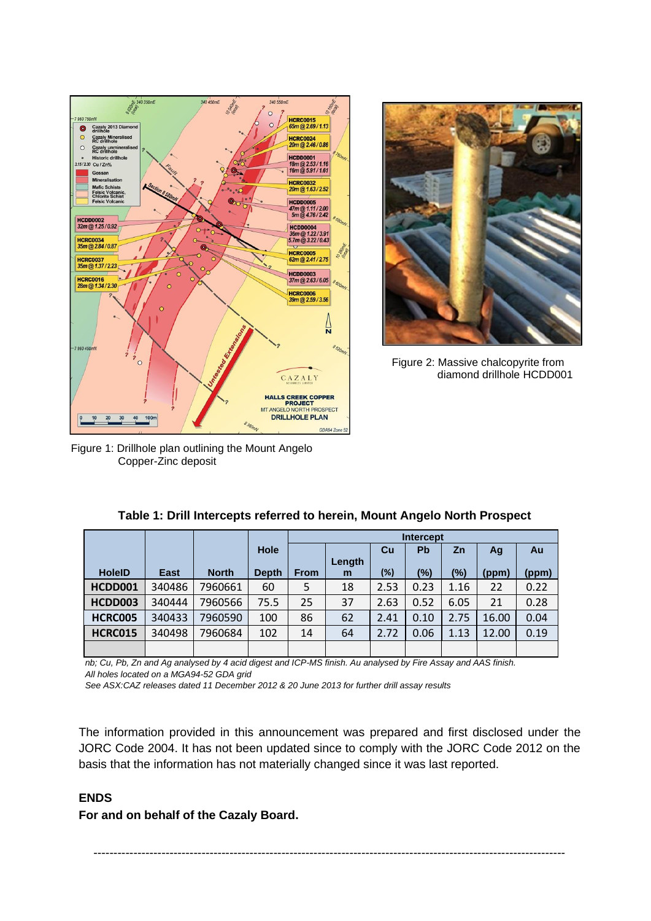Figure 1: Drillhole plan outlining the Mount Angelo Copper-Zinc deposit

Figure 2: Massive chalcopyrite from diamond drillhole HCDD001

**Table 1: Drill Intercepts referred to herein, Mount Angelo North Prospect**

| | | | | Intercept | | | | | | |
|---|---|---|---|---|---|---|---|---|---|---|
| HoleID | East | North | Hole Depth | From | Length m | Cu (%) | Pb (%) | Zn (%) | Ag (ppm) | Au (ppm) |
| **HCDD001** | 340486 | 7960661 | 60 | 5 | 18 | 2.53 | 0.23 | 1.16 | 22 | 0.22 |
| **HCDD003** | 340444 | 7960566 | 75.5 | 25 | 37 | 2.63 | 0.52 | 6.05 | 21 | 0.28 |
| **HCRC005** | 340433 | 7960590 | 100 | 86 | 62 | 2.41 | 0.10 | 2.75 | 16.00 | 0.04 |
| **HCRC015** | 340498 | 7960684 | 102 | 14 | 64 | 2.72 | 0.06 | 1.13 | 12.00 | 0.19 |
| | | | | | | | | | | |

*nb; Cu, Pb, Zn and Ag analysed by 4 acid digest and ICP-MS finish. Au analysed by Fire Assay and AAS finish.*
*All holes located on a MGA94-52 GDA grid*
*See ASX:CAZ releases dated 11 December 2012 & 20 June 2013 for further drill assay results*

The information provided in this announcement was prepared and first disclosed under the JORC Code 2004. It has not been updated since to comply with the JORC Code 2012 on the basis that the information has not materially changed since it was last reported.

**ENDS**

**For and on behalf of the Cazaly Board.**

---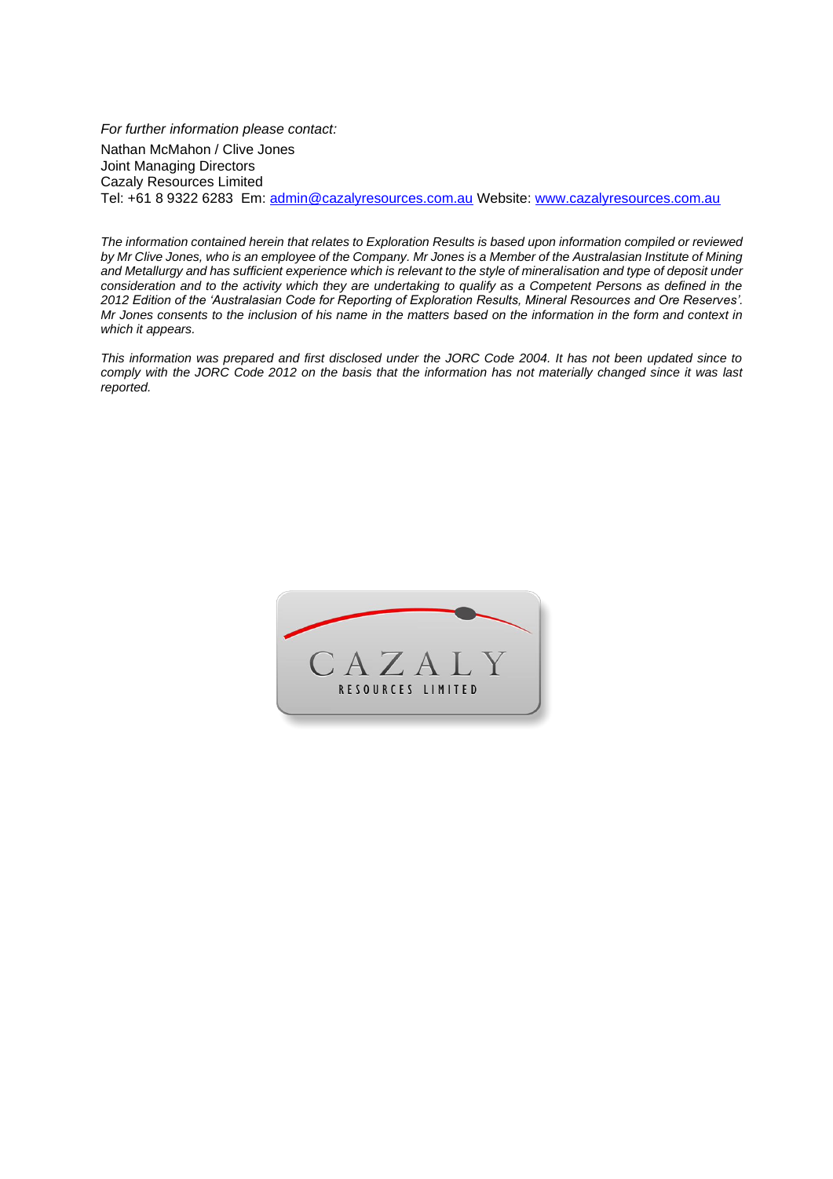*For further information please contact:*

Nathan McMahon / Clive Jones
Joint Managing Directors
Cazaly Resources Limited
Tel: +61 8 9322 6283 Em: admin@cazalyresources.com.au Website: www.cazalyresources.com.au

*The information contained herein that relates to Exploration Results is based upon information compiled or reviewed by Mr Clive Jones, who is an employee of the Company. Mr Jones is a Member of the Australasian Institute of Mining and Metallurgy and has sufficient experience which is relevant to the style of mineralisation and type of deposit under consideration and to the activity which they are undertaking to qualify as a Competent Persons as defined in the 2012 Edition of the 'Australasian Code for Reporting of Exploration Results, Mineral Resources and Ore Reserves'. Mr Jones consents to the inclusion of his name in the matters based on the information in the form and context in which it appears.*

*This information was prepared and first disclosed under the JORC Code 2004. It has not been updated since to comply with the JORC Code 2012 on the basis that the information has not materially changed since it was last reported.*

CAZALY
RESOURCES LIMITED